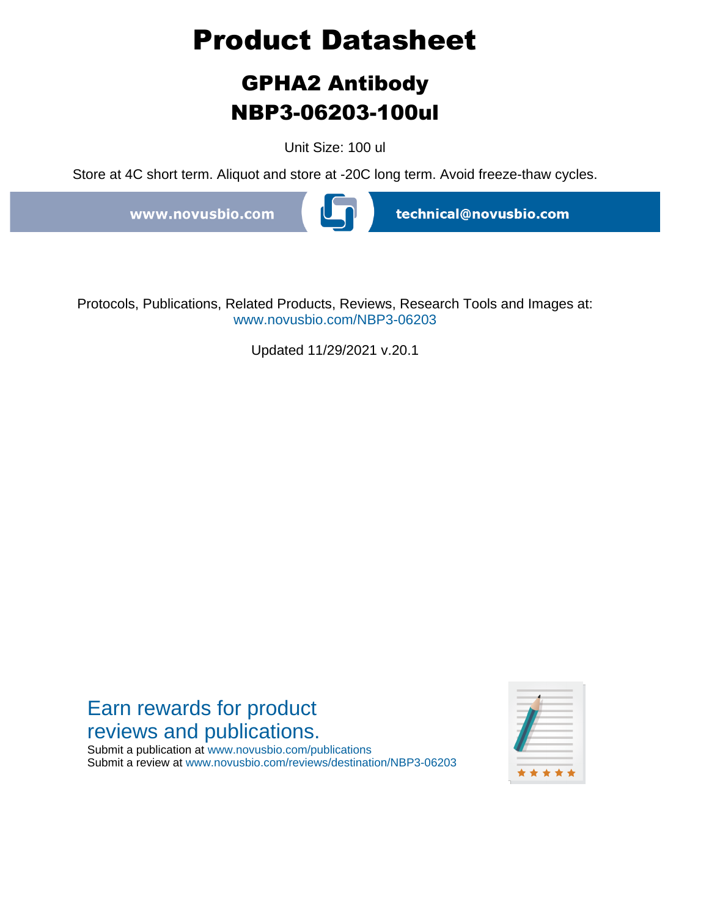# Product Datasheet

## GPHA2 Antibody
## NBP3-06203-100ul

Unit Size: 100 ul

Store at 4C short term. Aliquot and store at -20C long term. Avoid freeze-thaw cycles.

www.novusbio.com technical@novusbio.com

Protocols, Publications, Related Products, Reviews, Research Tools and Images at:
www.novusbio.com/NBP3-06203

Updated 11/29/2021 v.20.1

Earn rewards for product reviews and publications.

Submit a publication at www.novusbio.com/publications
Submit a review at www.novusbio.com/reviews/destination/NBP3-06203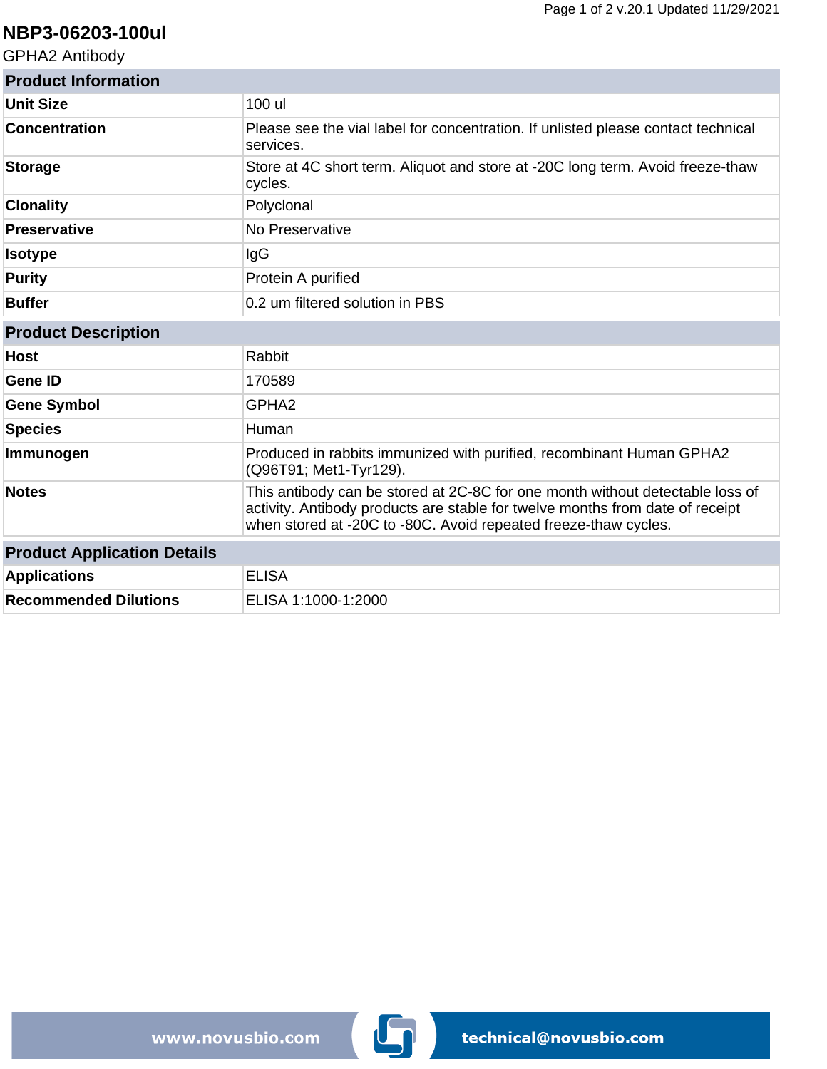# NBP3-06203-100ul

GPHA2 Antibody

| Product Information | |
|---|---|
| **Unit Size** | 100 ul |
| **Concentration** | Please see the vial label for concentration. If unlisted please contact technical services. |
| **Storage** | Store at 4C short term. Aliquot and store at -20C long term. Avoid freeze-thaw cycles. |
| **Clonality** | Polyclonal |
| **Preservative** | No Preservative |
| **Isotype** | IgG |
| **Purity** | Protein A purified |
| **Buffer** | 0.2 um filtered solution in PBS |

| Product Description | |
|---|---|
| **Host** | Rabbit |
| **Gene ID** | 170589 |
| **Gene Symbol** | GPHA2 |
| **Species** | Human |
| **Immunogen** | Produced in rabbits immunized with purified, recombinant Human GPHA2 (Q96T91; Met1-Tyr129). |
| **Notes** | This antibody can be stored at 2C-8C for one month without detectable loss of activity. Antibody products are stable for twelve months from date of receipt when stored at -20C to -80C. Avoid repeated freeze-thaw cycles. |

| Product Application Details | |
|---|---|
| **Applications** | ELISA |
| **Recommended Dilutions** | ELISA 1:1000-1:2000 |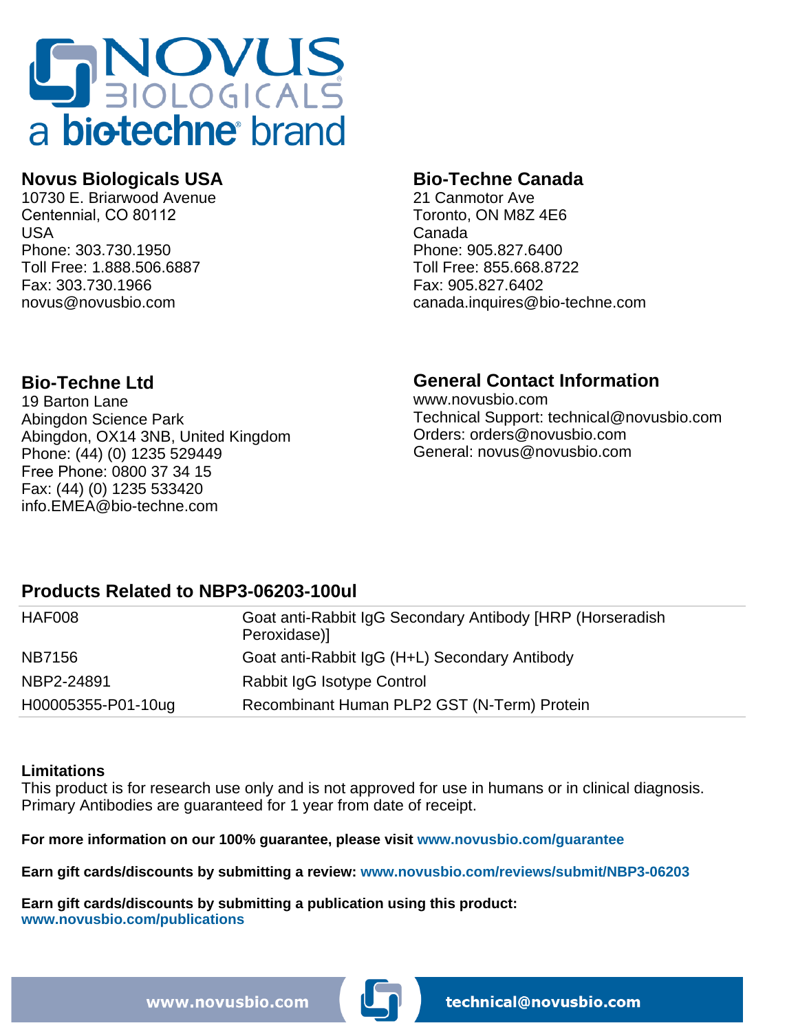## Novus Biologicals USA

10730 E. Briarwood Avenue
Centennial, CO 80112
USA
Phone: 303.730.1950
Toll Free: 1.888.506.6887
Fax: 303.730.1966
novus@novusbio.com

## Bio-Techne Canada

21 Canmotor Ave
Toronto, ON M8Z 4E6
Canada
Phone: 905.827.6400
Toll Free: 855.668.8722
Fax: 905.827.6402
canada.inquires@bio-techne.com

## Bio-Techne Ltd

19 Barton Lane
Abingdon Science Park
Abingdon, OX14 3NB, United Kingdom
Phone: (44) (0) 1235 529449
Free Phone: 0800 37 34 15
Fax: (44) (0) 1235 533420
info.EMEA@bio-techne.com

## General Contact Information

www.novusbio.com
Technical Support: technical@novusbio.com
Orders: orders@novusbio.com
General: novus@novusbio.com

## Products Related to NBP3-06203-100ul

| | |
|---|---|
| HAF008 | Goat anti-Rabbit IgG Secondary Antibody [HRP (Horseradish Peroxidase)] |
| NB7156 | Goat anti-Rabbit IgG (H+L) Secondary Antibody |
| NBP2-24891 | Rabbit IgG Isotype Control |
| H00005355-P01-10ug | Recombinant Human PLP2 GST (N-Term) Protein |

### Limitations

This product is for research use only and is not approved for use in humans or in clinical diagnosis. Primary Antibodies are guaranteed for 1 year from date of receipt.

**For more information on our 100% guarantee, please visit www.novusbio.com/guarantee**

**Earn gift cards/discounts by submitting a review: www.novusbio.com/reviews/submit/NBP3-06203**

**Earn gift cards/discounts by submitting a publication using this product: www.novusbio.com/publications**